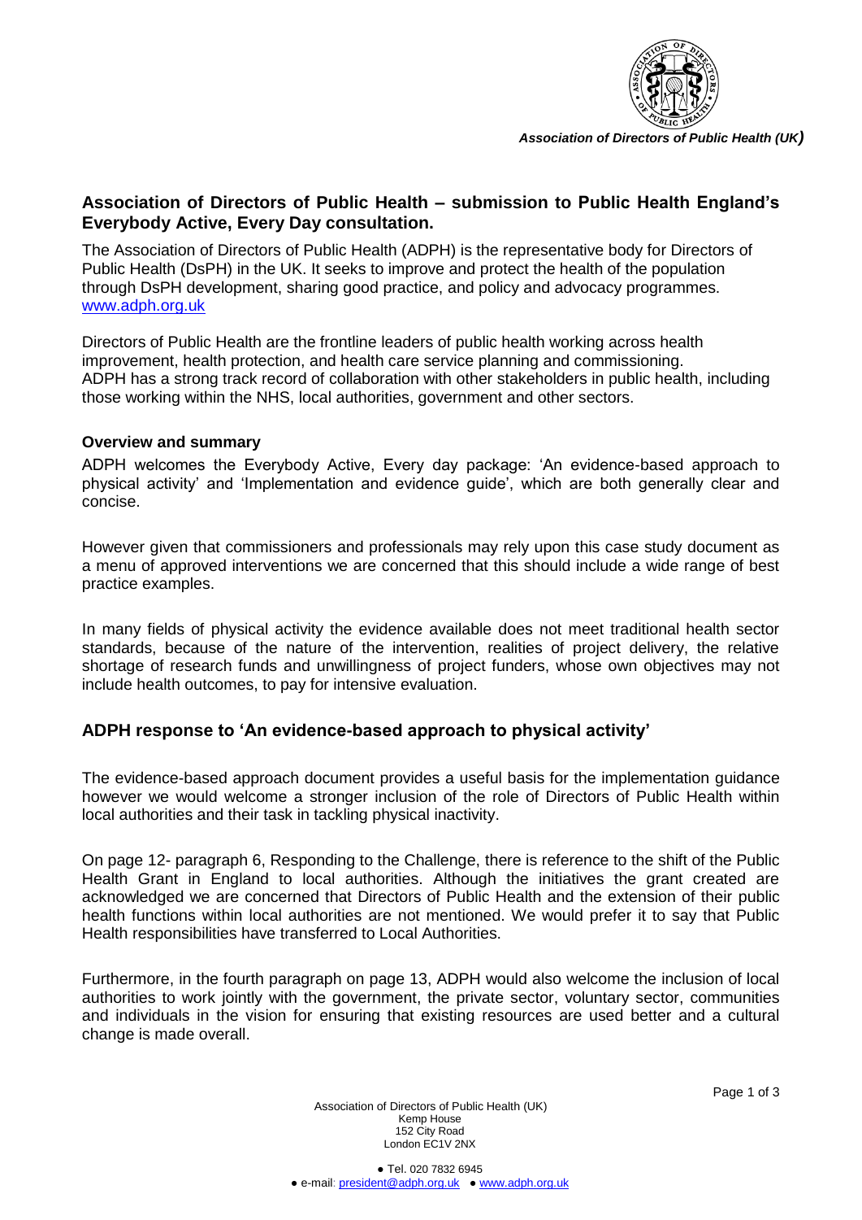*Association of Directors of Public Health (UK)*

## Association of Directors of Public Health – submission to Public Health England's Everybody Active, Every Day consultation.

The Association of Directors of Public Health (ADPH) is the representative body for Directors of Public Health (DsPH) in the UK. It seeks to improve and protect the health of the population through DsPH development, sharing good practice, and policy and advocacy programmes. www.adph.org.uk

Directors of Public Health are the frontline leaders of public health working across health improvement, health protection, and health care service planning and commissioning. ADPH has a strong track record of collaboration with other stakeholders in public health, including those working within the NHS, local authorities, government and other sectors.

**Overview and summary**

ADPH welcomes the Everybody Active, Every day package: 'An evidence-based approach to physical activity' and 'Implementation and evidence guide', which are both generally clear and concise.

However given that commissioners and professionals may rely upon this case study document as a menu of approved interventions we are concerned that this should include a wide range of best practice examples.

In many fields of physical activity the evidence available does not meet traditional health sector standards, because of the nature of the intervention, realities of project delivery, the relative shortage of research funds and unwillingness of project funders, whose own objectives may not include health outcomes, to pay for intensive evaluation.

## ADPH response to 'An evidence-based approach to physical activity'

The evidence-based approach document provides a useful basis for the implementation guidance however we would welcome a stronger inclusion of the role of Directors of Public Health within local authorities and their task in tackling physical inactivity.

On page 12- paragraph 6, Responding to the Challenge, there is reference to the shift of the Public Health Grant in England to local authorities. Although the initiatives the grant created are acknowledged we are concerned that Directors of Public Health and the extension of their public health functions within local authorities are not mentioned. We would prefer it to say that Public Health responsibilities have transferred to Local Authorities.

Furthermore, in the fourth paragraph on page 13, ADPH would also welcome the inclusion of local authorities to work jointly with the government, the private sector, voluntary sector, communities and individuals in the vision for ensuring that existing resources are used better and a cultural change is made overall.

Association of Directors of Public Health (UK)
Kemp House
152 City Road
London EC1V 2NX

● Tel. 020 7832 6945
● e-mail: president@adph.org.uk ● www.adph.org.uk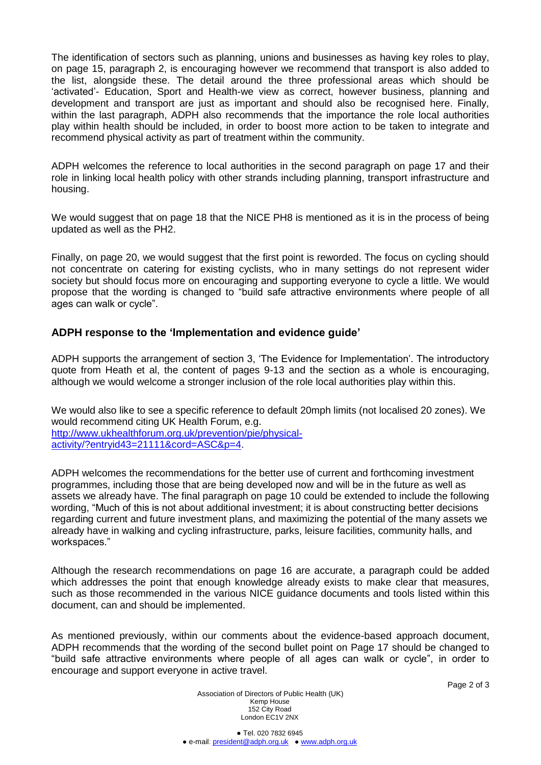The identification of sectors such as planning, unions and businesses as having key roles to play, on page 15, paragraph 2, is encouraging however we recommend that transport is also added to the list, alongside these. The detail around the three professional areas which should be 'activated'- Education, Sport and Health-we view as correct, however business, planning and development and transport are just as important and should also be recognised here. Finally, within the last paragraph, ADPH also recommends that the importance the role local authorities play within health should be included, in order to boost more action to be taken to integrate and recommend physical activity as part of treatment within the community.

ADPH welcomes the reference to local authorities in the second paragraph on page 17 and their role in linking local health policy with other strands including planning, transport infrastructure and housing.

We would suggest that on page 18 that the NICE PH8 is mentioned as it is in the process of being updated as well as the PH2.

Finally, on page 20, we would suggest that the first point is reworded. The focus on cycling should not concentrate on catering for existing cyclists, who in many settings do not represent wider society but should focus more on encouraging and supporting everyone to cycle a little. We would propose that the wording is changed to "build safe attractive environments where people of all ages can walk or cycle".

## ADPH response to the 'Implementation and evidence guide'

ADPH supports the arrangement of section 3, 'The Evidence for Implementation'. The introductory quote from Heath et al, the content of pages 9-13 and the section as a whole is encouraging, although we would welcome a stronger inclusion of the role local authorities play within this.

We would also like to see a specific reference to default 20mph limits (not localised 20 zones). We would recommend citing UK Health Forum, e.g. [http://www.ukhealthforum.org.uk/prevention/pie/physical-activity/?entryid43=21111&cord=ASC&p=4](http://www.ukhealthforum.org.uk/prevention/pie/physical-activity/?entryid43=21111&cord=ASC&p=4).

ADPH welcomes the recommendations for the better use of current and forthcoming investment programmes, including those that are being developed now and will be in the future as well as assets we already have. The final paragraph on page 10 could be extended to include the following wording, "Much of this is not about additional investment; it is about constructing better decisions regarding current and future investment plans, and maximizing the potential of the many assets we already have in walking and cycling infrastructure, parks, leisure facilities, community halls, and workspaces."

Although the research recommendations on page 16 are accurate, a paragraph could be added which addresses the point that enough knowledge already exists to make clear that measures, such as those recommended in the various NICE guidance documents and tools listed within this document, can and should be implemented.

As mentioned previously, within our comments about the evidence-based approach document, ADPH recommends that the wording of the second bullet point on Page 17 should be changed to "build safe attractive environments where people of all ages can walk or cycle", in order to encourage and support everyone in active travel.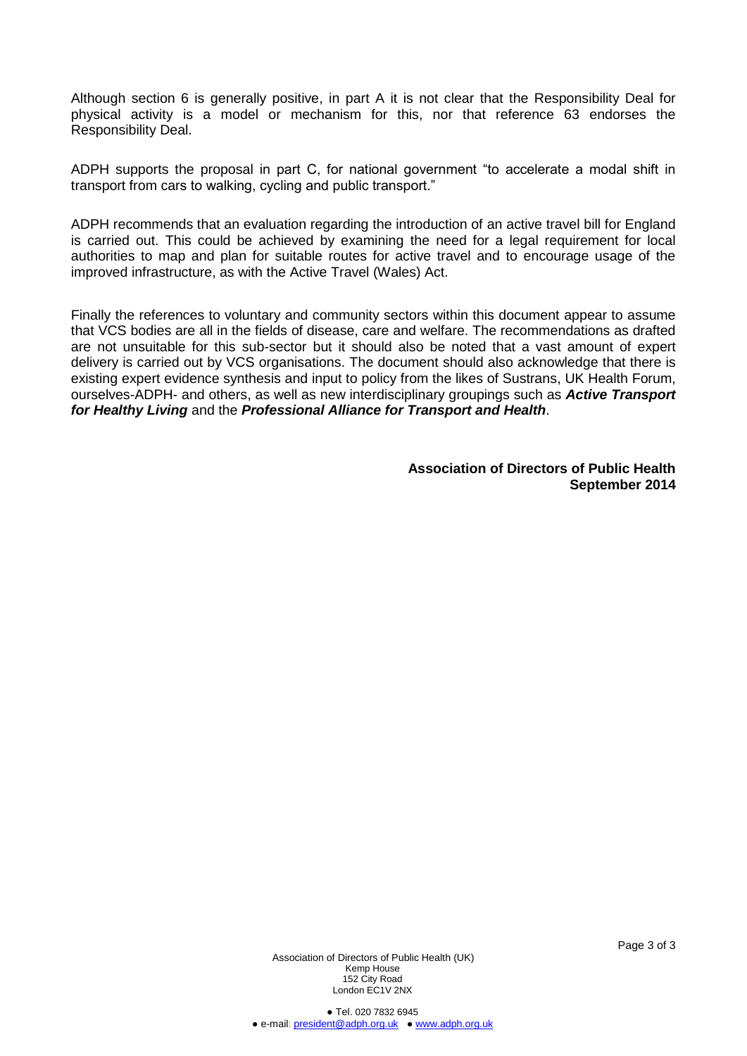Although section 6 is generally positive, in part A it is not clear that the Responsibility Deal for physical activity is a model or mechanism for this, nor that reference 63 endorses the Responsibility Deal.

ADPH supports the proposal in part C, for national government "to accelerate a modal shift in transport from cars to walking, cycling and public transport."

ADPH recommends that an evaluation regarding the introduction of an active travel bill for England is carried out. This could be achieved by examining the need for a legal requirement for local authorities to map and plan for suitable routes for active travel and to encourage usage of the improved infrastructure, as with the Active Travel (Wales) Act.

Finally the references to voluntary and community sectors within this document appear to assume that VCS bodies are all in the fields of disease, care and welfare. The recommendations as drafted are not unsuitable for this sub-sector but it should also be noted that a vast amount of expert delivery is carried out by VCS organisations. The document should also acknowledge that there is existing expert evidence synthesis and input to policy from the likes of Sustrans, UK Health Forum, ourselves-ADPH- and others, as well as new interdisciplinary groupings such as ***Active Transport for Healthy Living*** and the ***Professional Alliance for Transport and Health***.

**Association of Directors of Public Health**
**September 2014**

Association of Directors of Public Health (UK)
Kemp House
152 City Road
London EC1V 2NX

● Tel. 020 7832 6945
● e-mail: president@adph.org.uk ● www.adph.org.uk